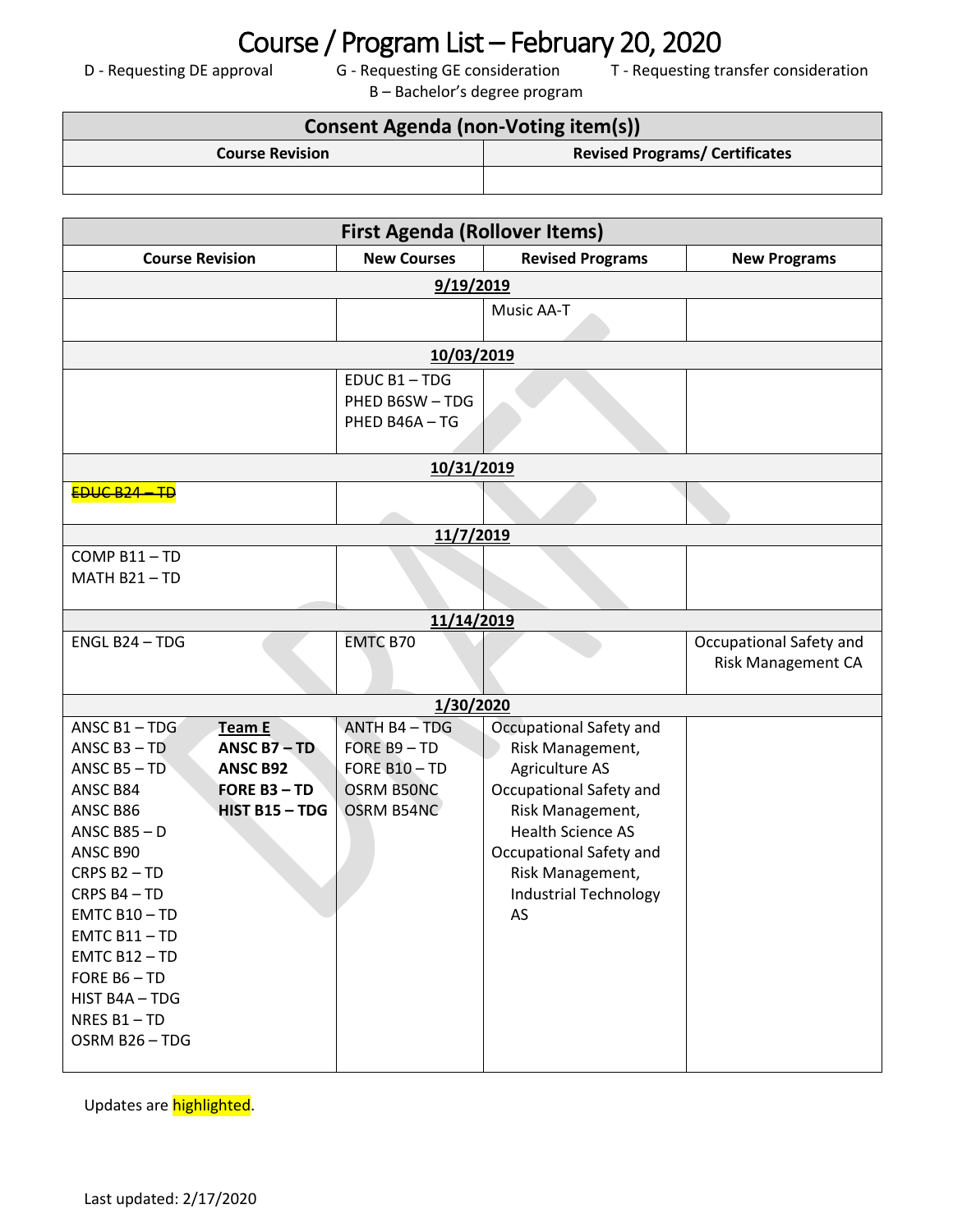# Course / Program List – February 20, 2020

D - Requesting DE approval G - Requesting GE consideration T - Requesting transfer consideration
B – Bachelor's degree program

| Consent Agenda (non-Voting item(s)) | |
|---|---|
| **Course Revision** | **Revised Programs/ Certificates** |
| | |

| First Agenda (Rollover Items) | | | |
|---|---|---|---|
| **Course Revision** | **New Courses** | **Revised Programs** | **New Programs** |
| **9/19/2019** | | | |
| | | Music AA-T | |
| **10/03/2019** | | | |
| | EDUC B1 – TDG<br>PHED B6SW – TDG<br>PHED B46A – TG | | |
| **10/31/2019** | | | |
| ~~EDUC B24 – TD~~ | | | |
| **11/7/2019** | | | |
| COMP B11 – TD<br>MATH B21 – TD | | | |
| **11/14/2019** | | | |
| ENGL B24 – TDG | EMTC B70 | | Occupational Safety and Risk Management CA |
| **1/30/2020** | | | |
| ANSC B1 – TDG<br>ANSC B3 – TD<br>ANSC B5 – TD<br>ANSC B84<br>ANSC B86<br>ANSC B85 – D<br>ANSC B90<br>CRPS B2 – TD<br>CRPS B4 – TD<br>EMTC B10 – TD<br>EMTC B11 – TD<br>EMTC B12 – TD<br>FORE B6 – TD<br>HIST B4A – TDG<br>NRES B1 – TD<br>OSRM B26 – TDG<br>**Team E**<br>**ANSC B7 – TD**<br>**ANSC B92**<br>**FORE B3 – TD**<br>**HIST B15 – TDG** | ANTH B4 – TDG<br>FORE B9 – TD<br>FORE B10 – TD<br>OSRM B50NC<br>OSRM B54NC | Occupational Safety and Risk Management, Agriculture AS<br>Occupational Safety and Risk Management, Health Science AS<br>Occupational Safety and Risk Management, Industrial Technology AS | |

Updates are highlighted.

Last updated: 2/17/2020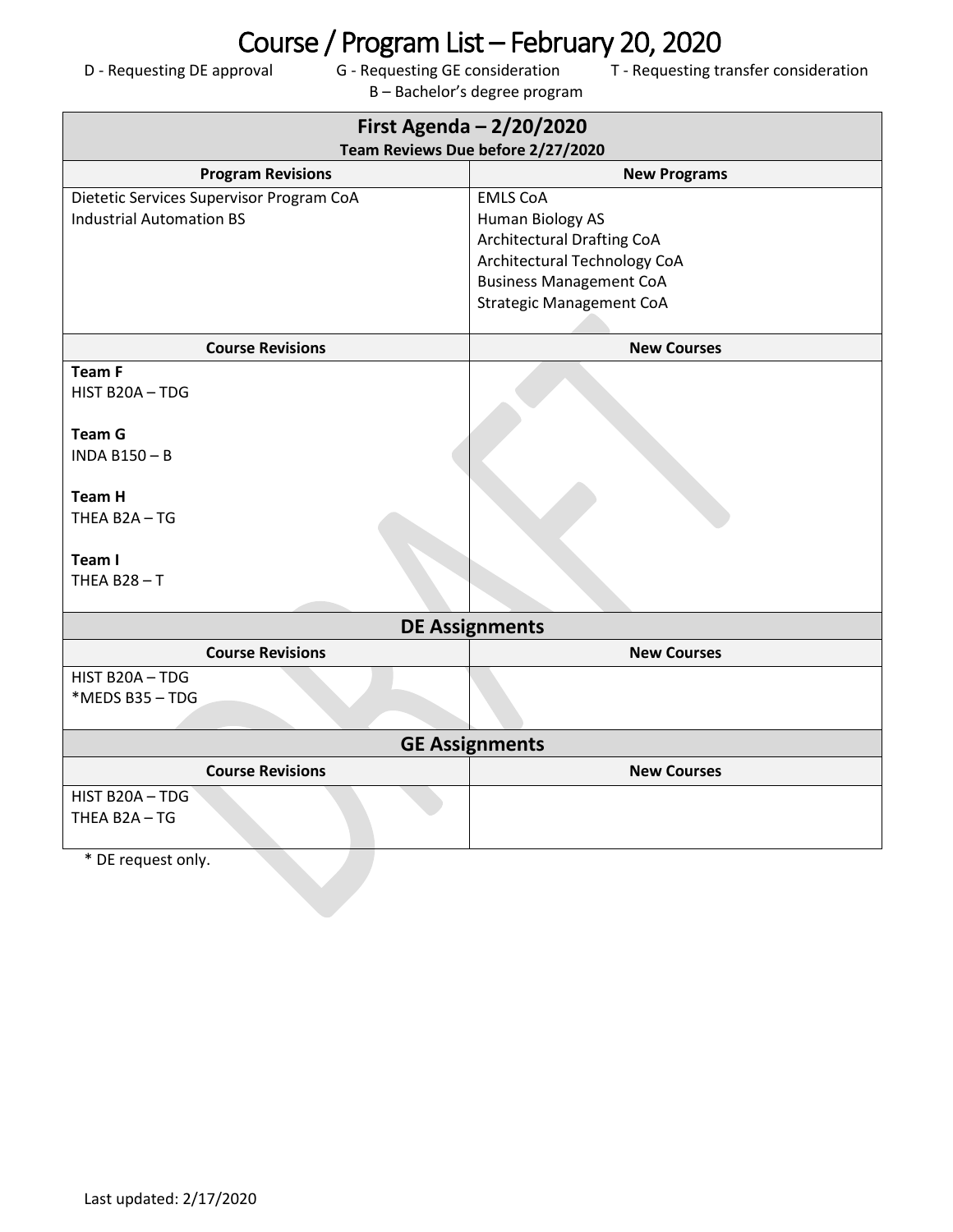# Course / Program List – February 20, 2020

D - Requesting DE approval G - Requesting GE consideration T - Requesting transfer consideration
B – Bachelor's degree program

| First Agenda – 2/20/2020<br>Team Reviews Due before 2/27/2020 | |
|---|---|
| **Program Revisions** | **New Programs** |
| Dietetic Services Supervisor Program CoA<br>Industrial Automation BS | EMLS CoA<br>Human Biology AS<br>Architectural Drafting CoA<br>Architectural Technology CoA<br>Business Management CoA<br>Strategic Management CoA |
| **Course Revisions** | **New Courses** |
| **Team F**<br>HIST B20A – TDG<br><br>**Team G**<br>INDA B150 – B<br><br>**Team H**<br>THEA B2A – TG<br><br>**Team I**<br>THEA B28 – T | |

| DE Assignments | |
|---|---|
| **Course Revisions** | **New Courses** |
| HIST B20A – TDG<br>*MEDS B35 – TDG | |

| GE Assignments | |
|---|---|
| **Course Revisions** | **New Courses** |
| HIST B20A – TDG<br>THEA B2A – TG | |

* DE request only.

Last updated: 2/17/2020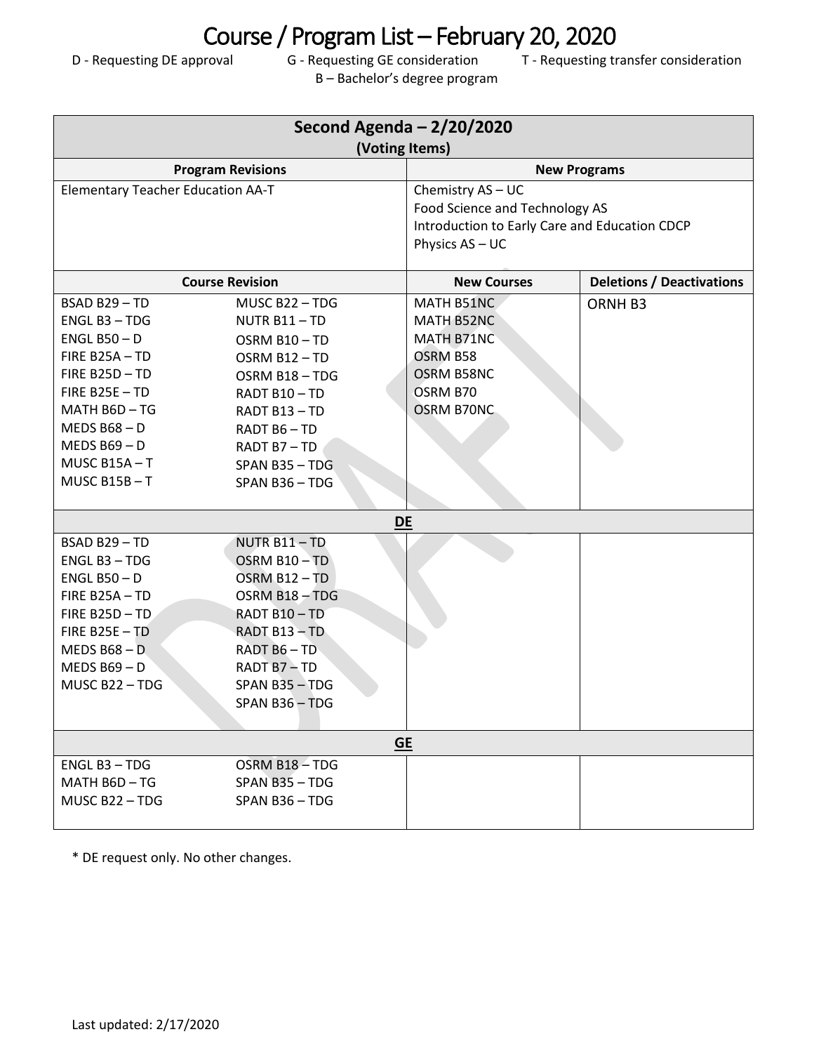# Course / Program List – February 20, 2020

D - Requesting DE approval    G - Requesting GE consideration    T - Requesting transfer consideration
B – Bachelor's degree program

| Second Agenda – 2/20/2020 (Voting Items) | | | |
|---|---|---|---|
| **Program Revisions** | | **New Programs** | |
| Elementary Teacher Education AA-T | | Chemistry AS – UC<br>Food Science and Technology AS<br>Introduction to Early Care and Education CDCP<br>Physics AS – UC | |
| **Course Revision** | | **New Courses** | **Deletions / Deactivations** |
| BSAD B29 – TD<br>ENGL B3 – TDG<br>ENGL B50 – D<br>FIRE B25A – TD<br>FIRE B25D – TD<br>FIRE B25E – TD<br>MATH B6D – TG<br>MEDS B68 – D<br>MEDS B69 – D<br>MUSC B15A – T<br>MUSC B15B – T | MUSC B22 – TDG<br>NUTR B11 – TD<br>OSRM B10 – TD<br>OSRM B12 – TD<br>OSRM B18 – TDG<br>RADT B10 – TD<br>RADT B13 – TD<br>RADT B6 – TD<br>RADT B7 – TD<br>SPAN B35 – TDG<br>SPAN B36 – TDG | MATH B51NC<br>MATH B52NC<br>MATH B71NC<br>OSRM B58<br>OSRM B58NC<br>OSRM B70<br>OSRM B70NC | ORNH B3 |
| **DE** | | | |
| BSAD B29 – TD<br>ENGL B3 – TDG<br>ENGL B50 – D<br>FIRE B25A – TD<br>FIRE B25D – TD<br>FIRE B25E – TD<br>MEDS B68 – D<br>MEDS B69 – D<br>MUSC B22 – TDG | NUTR B11 – TD<br>OSRM B10 – TD<br>OSRM B12 – TD<br>OSRM B18 – TDG<br>RADT B10 – TD<br>RADT B13 – TD<br>RADT B6 – TD<br>RADT B7 – TD<br>SPAN B35 – TDG<br>SPAN B36 – TDG | | |
| **GE** | | | |
| ENGL B3 – TDG<br>MATH B6D – TG<br>MUSC B22 – TDG | OSRM B18 – TDG<br>SPAN B35 – TDG<br>SPAN B36 – TDG | | |

* DE request only. No other changes.

Last updated: 2/17/2020